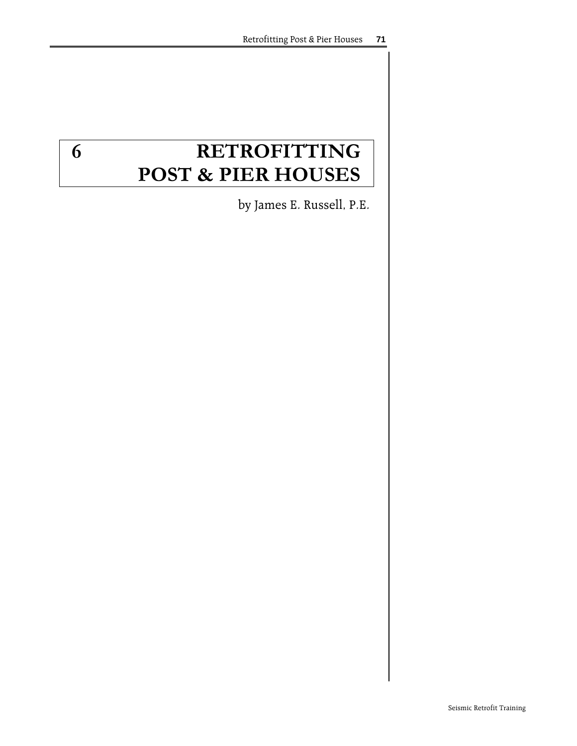# 6 RETROFITTING POST & PIER HOUSES

by James E. Russell, P.E.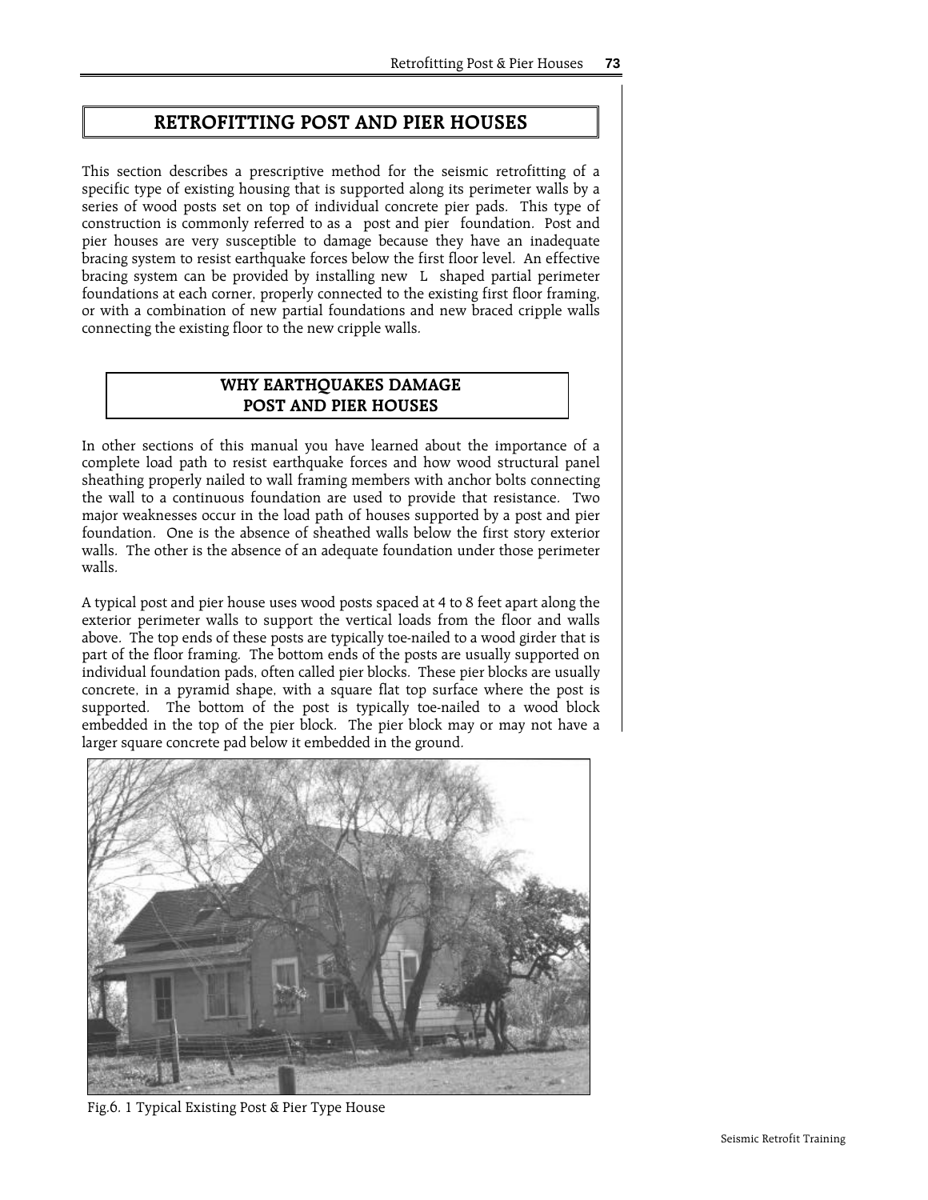# RETROFITTING POST AND PIER HOUSES

This section describes a prescriptive method for the seismic retrofitting of a specific type of existing housing that is supported along its perimeter walls by a series of wood posts set on top of individual concrete pier pads. This type of construction is commonly referred to as a post and pier foundation. Post and pier houses are very susceptible to damage because they have an inadequate bracing system to resist earthquake forces below the first floor level. An effective bracing system can be provided by installing new L shaped partial perimeter foundations at each corner, properly connected to the existing first floor framing, or with a combination of new partial foundations and new braced cripple walls connecting the existing floor to the new cripple walls.

## WHY EARTHQUAKES DAMAGE POST AND PIER HOUSES

In other sections of this manual you have learned about the importance of a complete load path to resist earthquake forces and how wood structural panel sheathing properly nailed to wall framing members with anchor bolts connecting the wall to a continuous foundation are used to provide that resistance. Two major weaknesses occur in the load path of houses supported by a post and pier foundation. One is the absence of sheathed walls below the first story exterior walls. The other is the absence of an adequate foundation under those perimeter walls.

A typical post and pier house uses wood posts spaced at 4 to 8 feet apart along the exterior perimeter walls to support the vertical loads from the floor and walls above. The top ends of these posts are typically toe-nailed to a wood girder that is part of the floor framing. The bottom ends of the posts are usually supported on individual foundation pads, often called pier blocks. These pier blocks are usually concrete, in a pyramid shape, with a square flat top surface where the post is supported. The bottom of the post is typically toe-nailed to a wood block embedded in the top of the pier block. The pier block may or may not have a larger square concrete pad below it embedded in the ground.

Fig.6. 1 Typical Existing Post & Pier Type House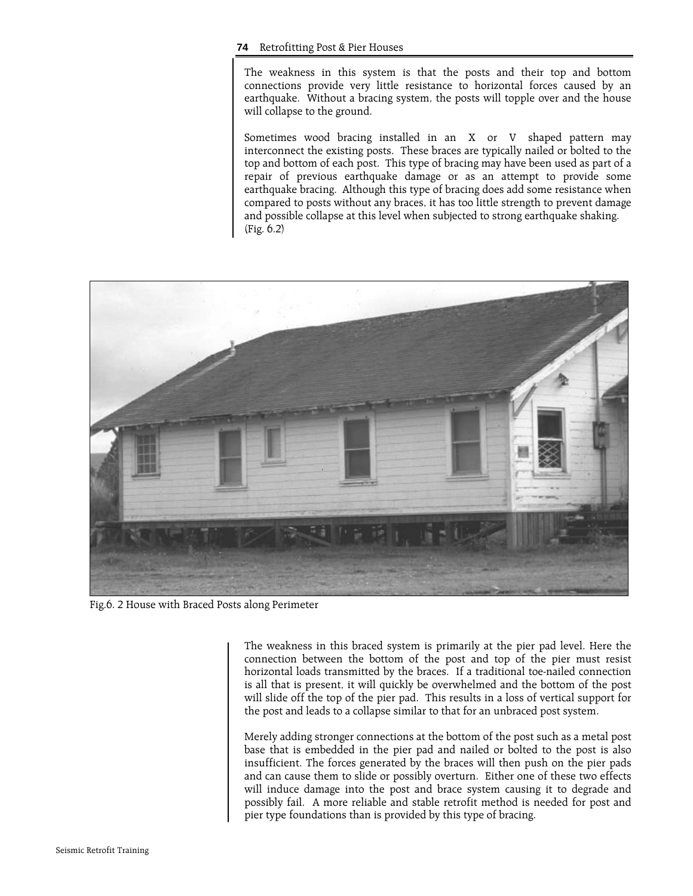The weakness in this system is that the posts and their top and bottom connections provide very little resistance to horizontal forces caused by an earthquake. Without a bracing system, the posts will topple over and the house will collapse to the ground.

Sometimes wood bracing installed in an X or V shaped pattern may interconnect the existing posts. These braces are typically nailed or bolted to the top and bottom of each post. This type of bracing may have been used as part of a repair of previous earthquake damage or as an attempt to provide some earthquake bracing. Although this type of bracing does add some resistance when compared to posts without any braces, it has too little strength to prevent damage and possible collapse at this level when subjected to strong earthquake shaking. (Fig. 6.2)

Fig.6. 2 House with Braced Posts along Perimeter

The weakness in this braced system is primarily at the pier pad level. Here the connection between the bottom of the post and top of the pier must resist horizontal loads transmitted by the braces. If a traditional toe-nailed connection is all that is present, it will quickly be overwhelmed and the bottom of the post will slide off the top of the pier pad. This results in a loss of vertical support for the post and leads to a collapse similar to that for an unbraced post system.

Merely adding stronger connections at the bottom of the post such as a metal post base that is embedded in the pier pad and nailed or bolted to the post is also insufficient. The forces generated by the braces will then push on the pier pads and can cause them to slide or possibly overturn. Either one of these two effects will induce damage into the post and brace system causing it to degrade and possibly fail. A more reliable and stable retrofit method is needed for post and pier type foundations than is provided by this type of bracing.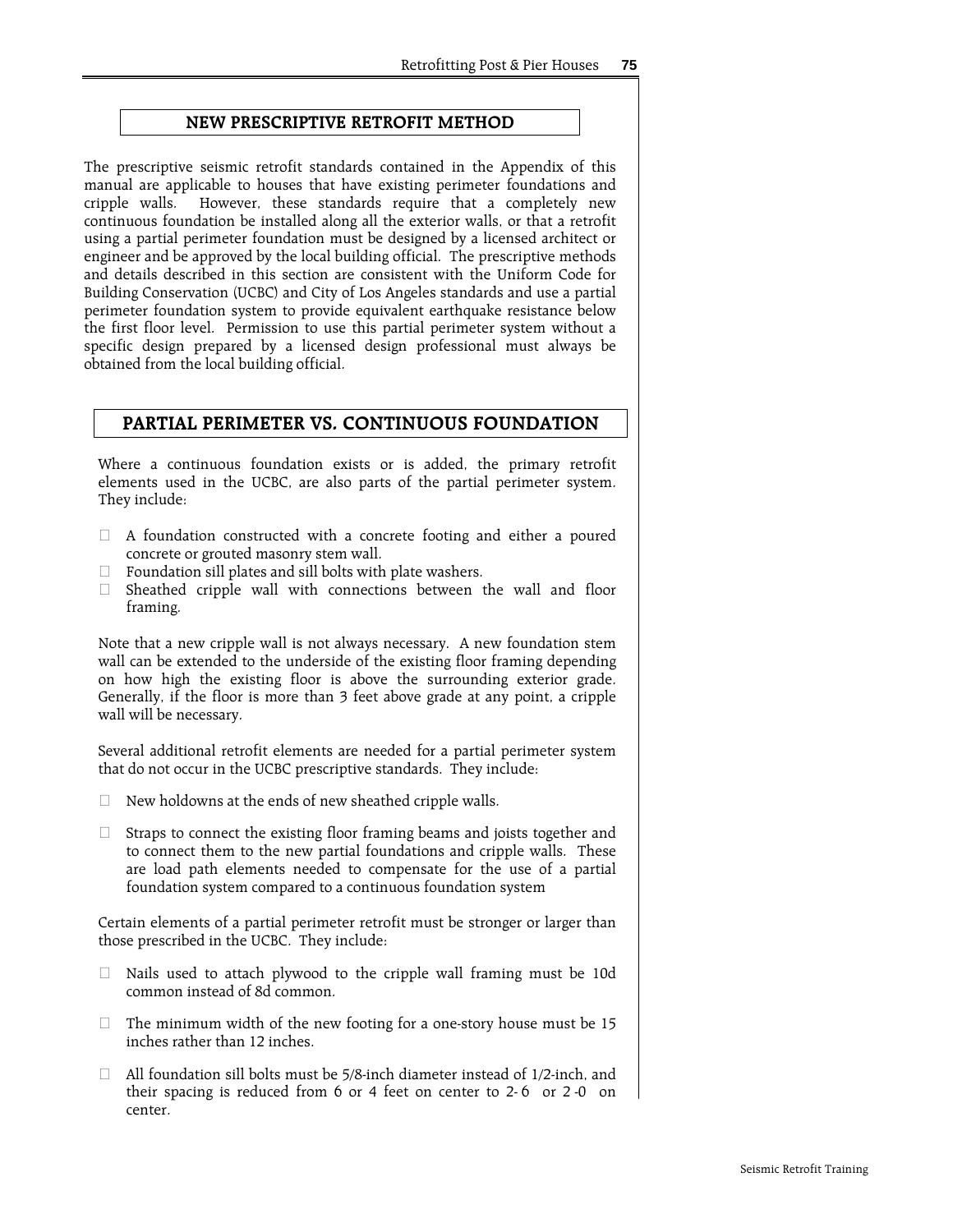## NEW PRESCRIPTIVE RETROFIT METHOD

The prescriptive seismic retrofit standards contained in the Appendix of this manual are applicable to houses that have existing perimeter foundations and cripple walls. However, these standards require that a completely new continuous foundation be installed along all the exterior walls, or that a retrofit using a partial perimeter foundation must be designed by a licensed architect or engineer and be approved by the local building official. The prescriptive methods and details described in this section are consistent with the Uniform Code for Building Conservation (UCBC) and City of Los Angeles standards and use a partial perimeter foundation system to provide equivalent earthquake resistance below the first floor level. Permission to use this partial perimeter system without a specific design prepared by a licensed design professional must always be obtained from the local building official.

## PARTIAL PERIMETER VS. CONTINUOUS FOUNDATION

Where a continuous foundation exists or is added, the primary retrofit elements used in the UCBC, are also parts of the partial perimeter system. They include:

- A foundation constructed with a concrete footing and either a poured concrete or grouted masonry stem wall.
- Foundation sill plates and sill bolts with plate washers.
- Sheathed cripple wall with connections between the wall and floor framing.

Note that a new cripple wall is not always necessary. A new foundation stem wall can be extended to the underside of the existing floor framing depending on how high the existing floor is above the surrounding exterior grade. Generally, if the floor is more than 3 feet above grade at any point, a cripple wall will be necessary.

Several additional retrofit elements are needed for a partial perimeter system that do not occur in the UCBC prescriptive standards. They include:

- New holdowns at the ends of new sheathed cripple walls.
- Straps to connect the existing floor framing beams and joists together and to connect them to the new partial foundations and cripple walls. These are load path elements needed to compensate for the use of a partial foundation system compared to a continuous foundation system

Certain elements of a partial perimeter retrofit must be stronger or larger than those prescribed in the UCBC. They include:

- Nails used to attach plywood to the cripple wall framing must be 10d common instead of 8d common.
- The minimum width of the new footing for a one-story house must be 15 inches rather than 12 inches.
- All foundation sill bolts must be 5/8-inch diameter instead of 1/2-inch, and their spacing is reduced from 6 or 4 feet on center to 2-6 or 2-0 on center.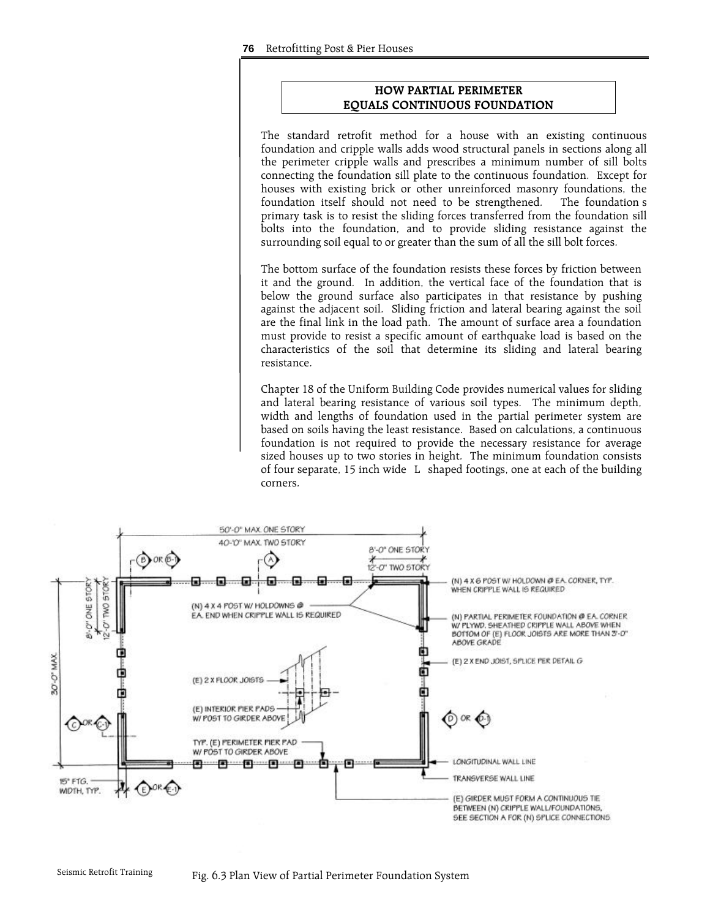## HOW PARTIAL PERIMETER EQUALS CONTINUOUS FOUNDATION

The standard retrofit method for a house with an existing continuous foundation and cripple walls adds wood structural panels in sections along all the perimeter cripple walls and prescribes a minimum number of sill bolts connecting the foundation sill plate to the continuous foundation. Except for houses with existing brick or other unreinforced masonry foundations, the foundation itself should not need to be strengthened. The foundation s primary task is to resist the sliding forces transferred from the foundation sill bolts into the foundation, and to provide sliding resistance against the surrounding soil equal to or greater than the sum of all the sill bolt forces.

The bottom surface of the foundation resists these forces by friction between it and the ground. In addition, the vertical face of the foundation that is below the ground surface also participates in that resistance by pushing against the adjacent soil. Sliding friction and lateral bearing against the soil are the final link in the load path. The amount of surface area a foundation must provide to resist a specific amount of earthquake load is based on the characteristics of the soil that determine its sliding and lateral bearing resistance.

Chapter 18 of the Uniform Building Code provides numerical values for sliding and lateral bearing resistance of various soil types. The minimum depth, width and lengths of foundation used in the partial perimeter system are based on soils having the least resistance. Based on calculations, a continuous foundation is not required to provide the necessary resistance for average sized houses up to two stories in height. The minimum foundation consists of four separate, 15 inch wide L shaped footings, one at each of the building corners.

50'-0" MAX. ONE STORY
40'-0" MAX. TWO STORY
8'-0" ONE STORY
12'-0" TWO STORY
8'-0" ONE STORY
12'-0" TWO STORY
30'-0" MAX.
B OR B-1
A
C OR C-1
D OR D-1
E OR E-1
(N) 4 X 6 POST W/ HOLDOWN @ EA. CORNER, TYP. WHEN CRIPPLE WALL IS REQUIRED
(N) 4 X 4 POST W/ HOLDOWNS @ EA. END WHEN CRIPPLE WALL IS REQUIRED
(N) PARTIAL PERIMETER FOUNDATION @ EA. CORNER W/ PLYWD. SHEATHED CRIPPLE WALL ABOVE WHEN BOTTOM OF (E) FLOOR JOISTS ARE MORE THAN 3'-0" ABOVE GRADE
(E) 2 X END JOIST, SPLICE PER DETAIL G
(E) 2 X FLOOR JOISTS
(E) INTERIOR PIER PADS W/ POST TO GIRDER ABOVE
TYP. (E) PERIMETER PIER PAD W/ POST TO GIRDER ABOVE
LONGITUDINAL WALL LINE
TRANSVERSE WALL LINE
15" FTG. WIDTH, TYP.
(E) GIRDER MUST FORM A CONTINUOUS TIE BETWEEN (N) CRIPPLE WALL/FOUNDATIONS, SEE SECTION A FOR (N) SPLICE CONNECTIONS

Fig. 6.3 Plan View of Partial Perimeter Foundation System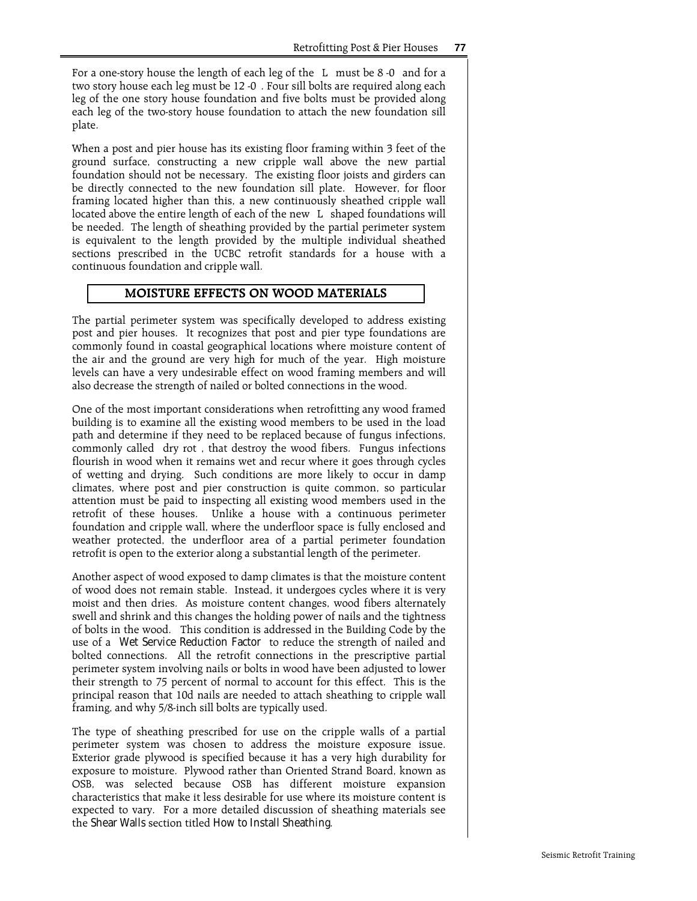For a one-story house the length of each leg of the L must be 8-0 and for a two story house each leg must be 12-0 . Four sill bolts are required along each leg of the one story house foundation and five bolts must be provided along each leg of the two-story house foundation to attach the new foundation sill plate.

When a post and pier house has its existing floor framing within 3 feet of the ground surface, constructing a new cripple wall above the new partial foundation should not be necessary. The existing floor joists and girders can be directly connected to the new foundation sill plate. However, for floor framing located higher than this, a new continuously sheathed cripple wall located above the entire length of each of the new L shaped foundations will be needed. The length of sheathing provided by the partial perimeter system is equivalent to the length provided by the multiple individual sheathed sections prescribed in the UCBC retrofit standards for a house with a continuous foundation and cripple wall.

## MOISTURE EFFECTS ON WOOD MATERIALS

The partial perimeter system was specifically developed to address existing post and pier houses. It recognizes that post and pier type foundations are commonly found in coastal geographical locations where moisture content of the air and the ground are very high for much of the year. High moisture levels can have a very undesirable effect on wood framing members and will also decrease the strength of nailed or bolted connections in the wood.

One of the most important considerations when retrofitting any wood framed building is to examine all the existing wood members to be used in the load path and determine if they need to be replaced because of fungus infections, commonly called dry rot , that destroy the wood fibers. Fungus infections flourish in wood when it remains wet and recur where it goes through cycles of wetting and drying. Such conditions are more likely to occur in damp climates, where post and pier construction is quite common, so particular attention must be paid to inspecting all existing wood members used in the retrofit of these houses. Unlike a house with a continuous perimeter foundation and cripple wall, where the underfloor space is fully enclosed and weather protected, the underfloor area of a partial perimeter foundation retrofit is open to the exterior along a substantial length of the perimeter.

Another aspect of wood exposed to damp climates is that the moisture content of wood does not remain stable. Instead, it undergoes cycles where it is very moist and then dries. As moisture content changes, wood fibers alternately swell and shrink and this changes the holding power of nails and the tightness of bolts in the wood. This condition is addressed in the Building Code by the use of a *Wet Service Reduction Factor* to reduce the strength of nailed and bolted connections. All the retrofit connections in the prescriptive partial perimeter system involving nails or bolts in wood have been adjusted to lower their strength to 75 percent of normal to account for this effect. This is the principal reason that 10d nails are needed to attach sheathing to cripple wall framing, and why 5/8-inch sill bolts are typically used.

The type of sheathing prescribed for use on the cripple walls of a partial perimeter system was chosen to address the moisture exposure issue. Exterior grade plywood is specified because it has a very high durability for exposure to moisture. Plywood rather than Oriented Strand Board, known as OSB, was selected because OSB has different moisture expansion characteristics that make it less desirable for use where its moisture content is expected to vary. For a more detailed discussion of sheathing materials see the *Shear Walls* section titled *How to Install Sheathing*.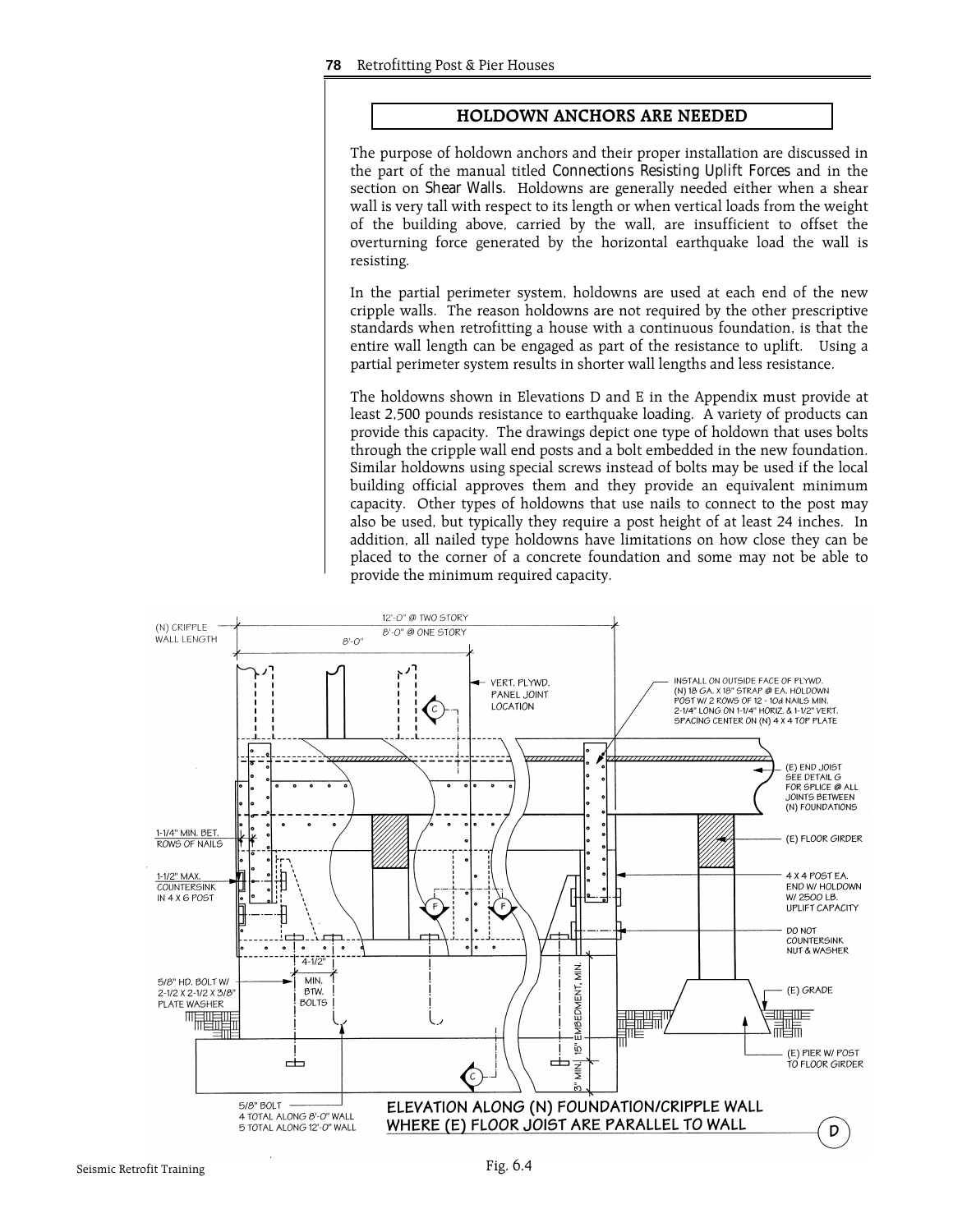## HOLDOWN ANCHORS ARE NEEDED

The purpose of holdown anchors and their proper installation are discussed in the part of the manual titled *Connections Resisting Uplift Forces* and in the section on *Shear Walls.* Holdowns are generally needed either when a shear wall is very tall with respect to its length or when vertical loads from the weight of the building above, carried by the wall, are insufficient to offset the overturning force generated by the horizontal earthquake load the wall is resisting.

In the partial perimeter system, holdowns are used at each end of the new cripple walls. The reason holdowns are not required by the other prescriptive standards when retrofitting a house with a continuous foundation, is that the entire wall length can be engaged as part of the resistance to uplift. Using a partial perimeter system results in shorter wall lengths and less resistance.

The holdowns shown in Elevations D and E in the Appendix must provide at least 2,500 pounds resistance to earthquake loading. A variety of products can provide this capacity. The drawings depict one type of holdown that uses bolts through the cripple wall end posts and a bolt embedded in the new foundation. Similar holdowns using special screws instead of bolts may be used if the local building official approves them and they provide an equivalent minimum capacity. Other types of holdowns that use nails to connect to the post may also be used, but typically they require a post height of at least 24 inches. In addition, all nailed type holdowns have limitations on how close they can be placed to the corner of a concrete foundation and some may not be able to provide the minimum required capacity.

(N) CRIPPLE WALL LENGTH

12'-0" @ TWO STORY

8'-0" @ ONE STORY

8'-0"

VERT. PLYWD. PANEL JOINT LOCATION

INSTALL ON OUTSIDE FACE OF PLYWD. (N) 18 GA. X 18" STRAP @ EA. HOLDOWN POST W/ 2 ROWS OF 12 - 10d NAILS MIN. 2-1/4" LONG ON 1-1/4" HORIZ. & 1-1/2" VERT. SPACING CENTER ON (N) 4 X 4 TOP PLATE

(E) END JOIST SEE DETAIL G FOR SPLICE @ ALL JOINTS BETWEEN (N) FOUNDATIONS

1-1/4" MIN. BET. ROWS OF NAILS

(E) FLOOR GIRDER

1-1/2" MAX. COUNTERSINK IN 4 X 6 POST

4 X 4 POST EA. END W/ HOLDOWN W/ 2500 LB. UPLIFT CAPACITY

DO NOT COUNTERSINK NUT & WASHER

4-1/2" MIN. BTW. BOLTS

5/8" HD. BOLT W/ 2-1/2 X 2-1/2 X 3/8" PLATE WASHER

15" EMBEDMENT, MIN.

3" MIN.

(E) GRADE

(E) PIER W/ POST TO FLOOR GIRDER

5/8" BOLT
4 TOTAL ALONG 8'-0" WALL
5 TOTAL ALONG 12'-0" WALL

ELEVATION ALONG (N) FOUNDATION/CRIPPLE WALL WHERE (E) FLOOR JOIST ARE PARALLEL TO WALL

D

Fig. 6.4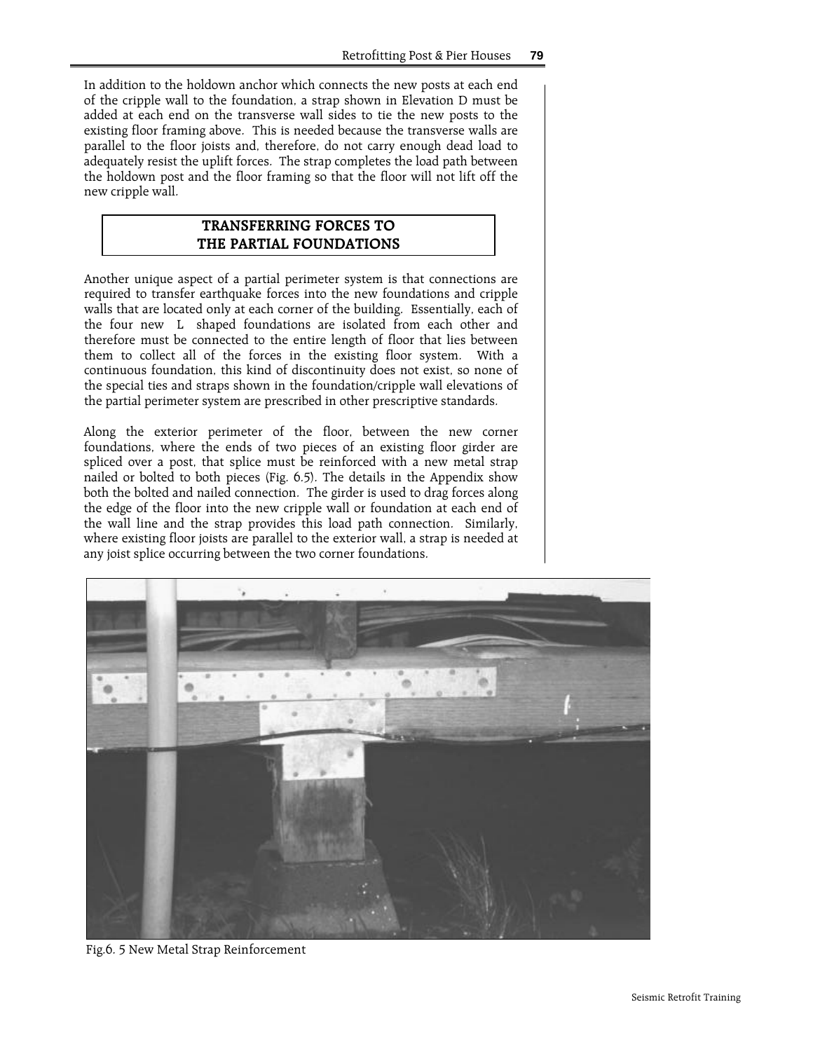In addition to the holdown anchor which connects the new posts at each end of the cripple wall to the foundation, a strap shown in Elevation D must be added at each end on the transverse wall sides to tie the new posts to the existing floor framing above. This is needed because the transverse walls are parallel to the floor joists and, therefore, do not carry enough dead load to adequately resist the uplift forces. The strap completes the load path between the holdown post and the floor framing so that the floor will not lift off the new cripple wall.

## TRANSFERRING FORCES TO THE PARTIAL FOUNDATIONS

Another unique aspect of a partial perimeter system is that connections are required to transfer earthquake forces into the new foundations and cripple walls that are located only at each corner of the building. Essentially, each of the four new L shaped foundations are isolated from each other and therefore must be connected to the entire length of floor that lies between them to collect all of the forces in the existing floor system. With a continuous foundation, this kind of discontinuity does not exist, so none of the special ties and straps shown in the foundation/cripple wall elevations of the partial perimeter system are prescribed in other prescriptive standards.

Along the exterior perimeter of the floor, between the new corner foundations, where the ends of two pieces of an existing floor girder are spliced over a post, that splice must be reinforced with a new metal strap nailed or bolted to both pieces (Fig. 6.5). The details in the Appendix show both the bolted and nailed connection. The girder is used to drag forces along the edge of the floor into the new cripple wall or foundation at each end of the wall line and the strap provides this load path connection. Similarly, where existing floor joists are parallel to the exterior wall, a strap is needed at any joist splice occurring between the two corner foundations.

Fig.6. 5 New Metal Strap Reinforcement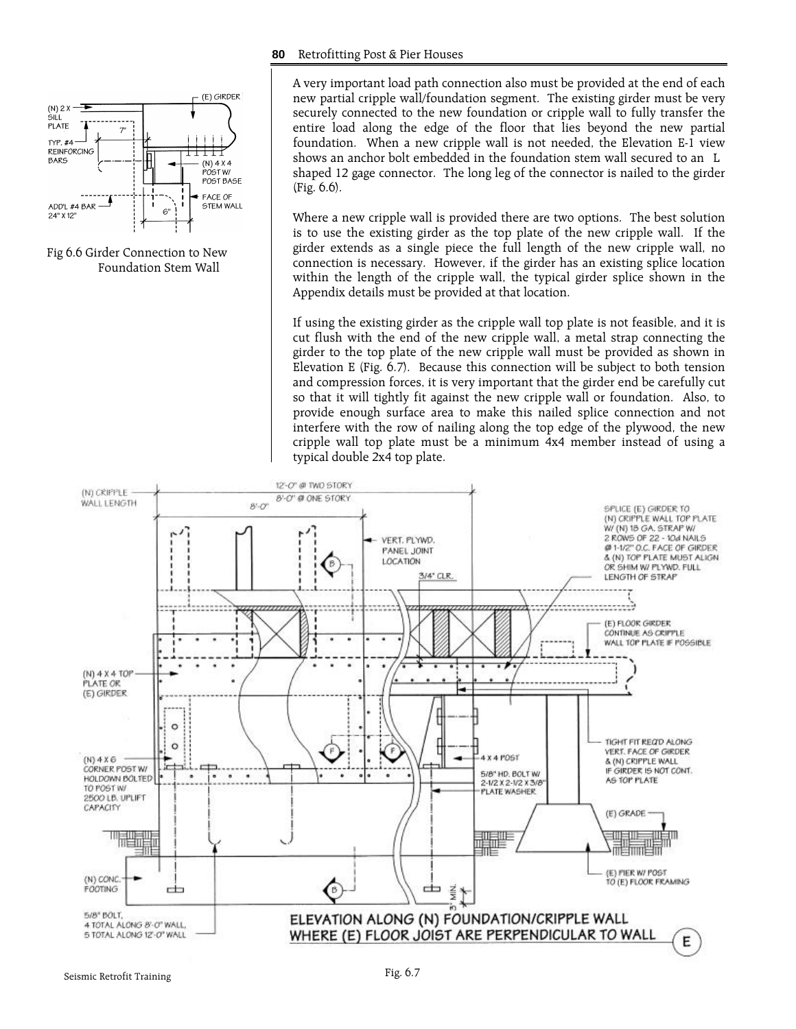A very important load path connection also must be provided at the end of each new partial cripple wall/foundation segment. The existing girder must be very securely connected to the new foundation or cripple wall to fully transfer the entire load along the edge of the floor that lies beyond the new partial foundation. When a new cripple wall is not needed, the Elevation E-1 view shows an anchor bolt embedded in the foundation stem wall secured to an L shaped 12 gage connector. The long leg of the connector is nailed to the girder (Fig. 6.6).

Fig 6.6 Girder Connection to New Foundation Stem Wall

Where a new cripple wall is provided there are two options. The best solution is to use the existing girder as the top plate of the new cripple wall. If the girder extends as a single piece the full length of the new cripple wall, no connection is necessary. However, if the girder has an existing splice location within the length of the cripple wall, the typical girder splice shown in the Appendix details must be provided at that location.

If using the existing girder as the cripple wall top plate is not feasible, and it is cut flush with the end of the new cripple wall, a metal strap connecting the girder to the top plate of the new cripple wall must be provided as shown in Elevation E (Fig. 6.7). Because this connection will be subject to both tension and compression forces, it is very important that the girder end be carefully cut so that it will tightly fit against the new cripple wall or foundation. Also, to provide enough surface area to make this nailed splice connection and not interfere with the row of nailing along the top edge of the plywood, the new cripple wall top plate must be a minimum 4x4 member instead of using a typical double 2x4 top plate.

Fig. 6.7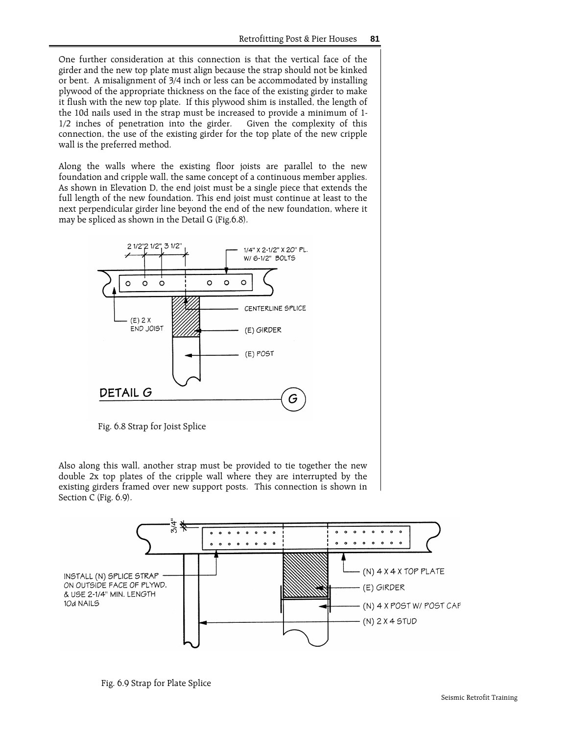One further consideration at this connection is that the vertical face of the girder and the new top plate must align because the strap should not be kinked or bent. A misalignment of 3/4 inch or less can be accommodated by installing plywood of the appropriate thickness on the face of the existing girder to make it flush with the new top plate. If this plywood shim is installed, the length of the 10d nails used in the strap must be increased to provide a minimum of 1-1/2 inches of penetration into the girder. Given the complexity of this connection, the use of the existing girder for the top plate of the new cripple wall is the preferred method.

Along the walls where the existing floor joists are parallel to the new foundation and cripple wall, the same concept of a continuous member applies. As shown in Elevation D, the end joist must be a single piece that extends the full length of the new foundation. This end joist must continue at least to the next perpendicular girder line beyond the end of the new foundation, where it may be spliced as shown in the Detail G (Fig.6.8).

Fig. 6.8 Strap for Joist Splice

Also along this wall, another strap must be provided to tie together the new double 2x top plates of the cripple wall where they are interrupted by the existing girders framed over new support posts. This connection is shown in Section C (Fig. 6.9).

Fig. 6.9 Strap for Plate Splice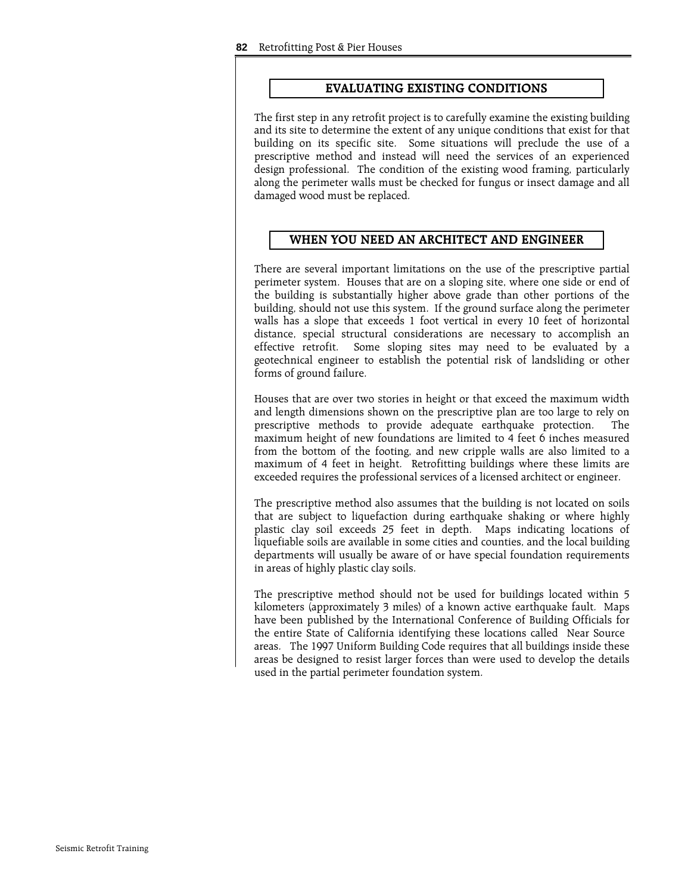## EVALUATING EXISTING CONDITIONS

The first step in any retrofit project is to carefully examine the existing building and its site to determine the extent of any unique conditions that exist for that building on its specific site. Some situations will preclude the use of a prescriptive method and instead will need the services of an experienced design professional. The condition of the existing wood framing, particularly along the perimeter walls must be checked for fungus or insect damage and all damaged wood must be replaced.

## WHEN YOU NEED AN ARCHITECT AND ENGINEER

There are several important limitations on the use of the prescriptive partial perimeter system. Houses that are on a sloping site, where one side or end of the building is substantially higher above grade than other portions of the building, should not use this system. If the ground surface along the perimeter walls has a slope that exceeds 1 foot vertical in every 10 feet of horizontal distance, special structural considerations are necessary to accomplish an effective retrofit. Some sloping sites may need to be evaluated by a geotechnical engineer to establish the potential risk of landsliding or other forms of ground failure.

Houses that are over two stories in height or that exceed the maximum width and length dimensions shown on the prescriptive plan are too large to rely on prescriptive methods to provide adequate earthquake protection. The maximum height of new foundations are limited to 4 feet 6 inches measured from the bottom of the footing, and new cripple walls are also limited to a maximum of 4 feet in height. Retrofitting buildings where these limits are exceeded requires the professional services of a licensed architect or engineer.

The prescriptive method also assumes that the building is not located on soils that are subject to liquefaction during earthquake shaking or where highly plastic clay soil exceeds 25 feet in depth. Maps indicating locations of liquefiable soils are available in some cities and counties, and the local building departments will usually be aware of or have special foundation requirements in areas of highly plastic clay soils.

The prescriptive method should not be used for buildings located within 5 kilometers (approximately 3 miles) of a known active earthquake fault. Maps have been published by the International Conference of Building Officials for the entire State of California identifying these locations called Near Source areas. The 1997 Uniform Building Code requires that all buildings inside these areas be designed to resist larger forces than were used to develop the details used in the partial perimeter foundation system.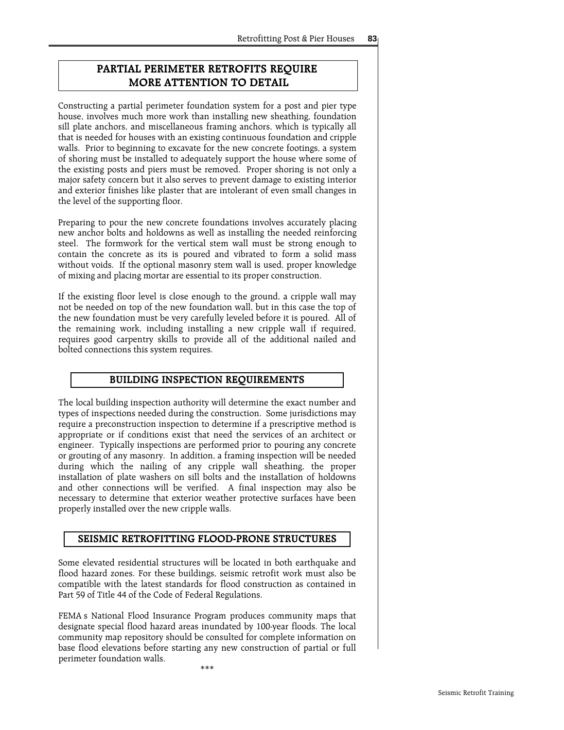## PARTIAL PERIMETER RETROFITS REQUIRE MORE ATTENTION TO DETAIL

Constructing a partial perimeter foundation system for a post and pier type house, involves much more work than installing new sheathing, foundation sill plate anchors, and miscellaneous framing anchors, which is typically all that is needed for houses with an existing continuous foundation and cripple walls. Prior to beginning to excavate for the new concrete footings, a system of shoring must be installed to adequately support the house where some of the existing posts and piers must be removed. Proper shoring is not only a major safety concern but it also serves to prevent damage to existing interior and exterior finishes like plaster that are intolerant of even small changes in the level of the supporting floor.

Preparing to pour the new concrete foundations involves accurately placing new anchor bolts and holdowns as well as installing the needed reinforcing steel. The formwork for the vertical stem wall must be strong enough to contain the concrete as its is poured and vibrated to form a solid mass without voids. If the optional masonry stem wall is used, proper knowledge of mixing and placing mortar are essential to its proper construction.

If the existing floor level is close enough to the ground, a cripple wall may not be needed on top of the new foundation wall, but in this case the top of the new foundation must be very carefully leveled before it is poured. All of the remaining work, including installing a new cripple wall if required, requires good carpentry skills to provide all of the additional nailed and bolted connections this system requires.

## BUILDING INSPECTION REQUIREMENTS

The local building inspection authority will determine the exact number and types of inspections needed during the construction. Some jurisdictions may require a preconstruction inspection to determine if a prescriptive method is appropriate or if conditions exist that need the services of an architect or engineer. Typically inspections are performed prior to pouring any concrete or grouting of any masonry. In addition, a framing inspection will be needed during which the nailing of any cripple wall sheathing, the proper installation of plate washers on sill bolts and the installation of holdowns and other connections will be verified. A final inspection may also be necessary to determine that exterior weather protective surfaces have been properly installed over the new cripple walls.

## SEISMIC RETROFITTING FLOOD-PRONE STRUCTURES

Some elevated residential structures will be located in both earthquake and flood hazard zones. For these buildings, seismic retrofit work must also be compatible with the latest standards for flood construction as contained in Part 59 of Title 44 of the Code of Federal Regulations.

FEMA s National Flood Insurance Program produces community maps that designate special flood hazard areas inundated by 100-year floods. The local community map repository should be consulted for complete information on base flood elevations before starting any new construction of partial or full perimeter foundation walls.

***